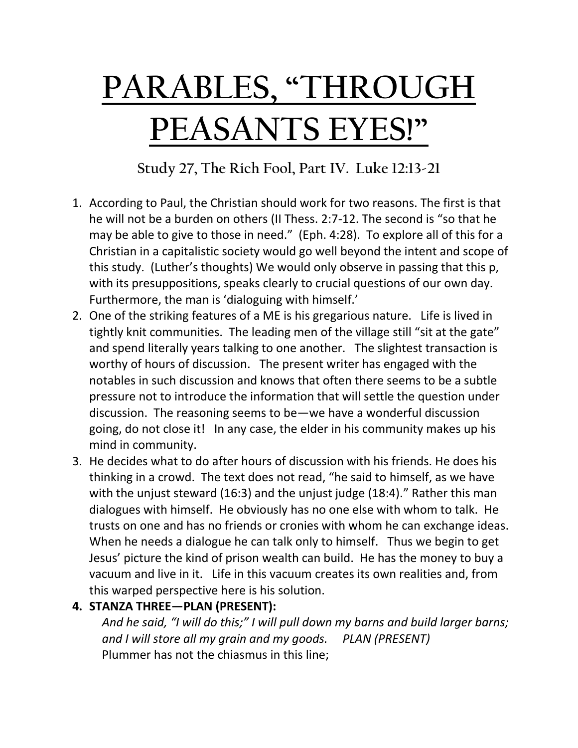# PARABLES, "THROUGH PEASANTS EYES!"

## Study 27, The Rich Fool, Part IV. Luke 12:13-21

1. According to Paul, the Christian should work for two reasons. The first is that he will not be a burden on others (II Thess. 2:7-12. The second is "so that he may be able to give to those in need." (Eph. 4:28). To explore all of this for a Christian in a capitalistic society would go well beyond the intent and scope of this study. (Luther's thoughts) We would only observe in passing that this p, with its presuppositions, speaks clearly to crucial questions of our own day. Furthermore, the man is 'dialoguing with himself.'
2. One of the striking features of a ME is his gregarious nature. Life is lived in tightly knit communities. The leading men of the village still "sit at the gate" and spend literally years talking to one another. The slightest transaction is worthy of hours of discussion. The present writer has engaged with the notables in such discussion and knows that often there seems to be a subtle pressure not to introduce the information that will settle the question under discussion. The reasoning seems to be—we have a wonderful discussion going, do not close it! In any case, the elder in his community makes up his mind in community.
3. He decides what to do after hours of discussion with his friends. He does his thinking in a crowd. The text does not read, "he said to himself, as we have with the unjust steward (16:3) and the unjust judge (18:4)." Rather this man dialogues with himself. He obviously has no one else with whom to talk. He trusts on one and has no friends or cronies with whom he can exchange ideas. When he needs a dialogue he can talk only to himself. Thus we begin to get Jesus' picture the kind of prison wealth can build. He has the money to buy a vacuum and live in it. Life in this vacuum creates its own realities and, from this warped perspective here is his solution.
4. **STANZA THREE—PLAN (PRESENT):**

   *And he said, "I will do this;" I will pull down my barns and build larger barns; and I will store all my grain and my goods. PLAN (PRESENT)*

   Plummer has not the chiasmus in this line;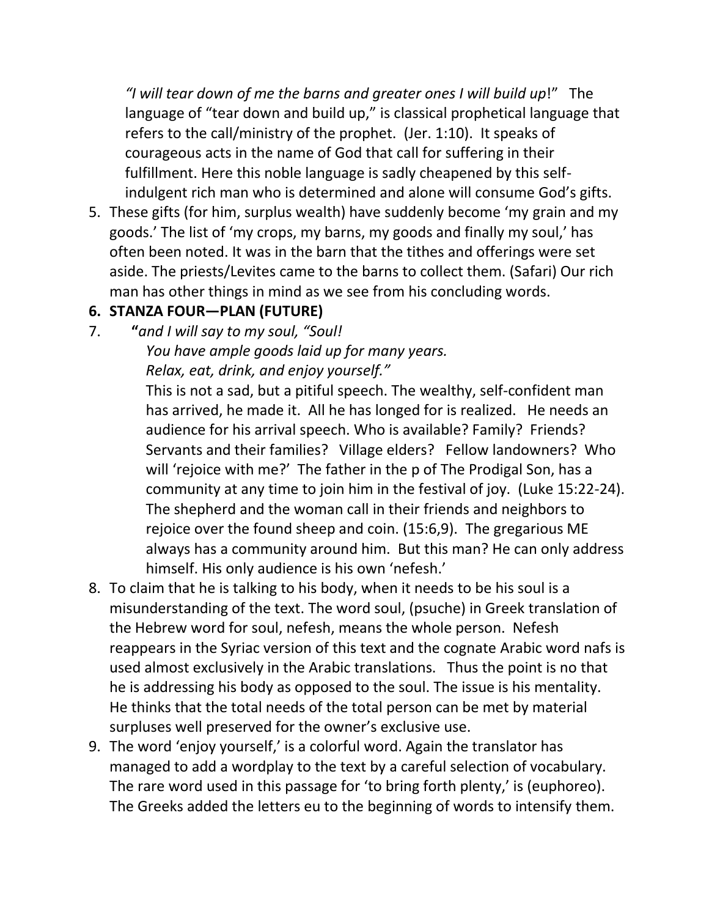*"I will tear down of me the barns and greater ones I will build up*!" The language of "tear down and build up," is classical prophetical language that refers to the call/ministry of the prophet. (Jer. 1:10). It speaks of courageous acts in the name of God that call for suffering in their fulfillment. Here this noble language is sadly cheapened by this self-indulgent rich man who is determined and alone will consume God's gifts.

5. These gifts (for him, surplus wealth) have suddenly become 'my grain and my goods.' The list of 'my crops, my barns, my goods and finally my soul,' has often been noted. It was in the barn that the tithes and offerings were set aside. The priests/Levites came to the barns to collect them. (Safari) Our rich man has other things in mind as we see from his concluding words.

6. **STANZA FOUR—PLAN (FUTURE)**

7. **"***and I will say to my soul, "Soul!*
   *You have ample goods laid up for many years.*
   *Relax, eat, drink, and enjoy yourself."*
   This is not a sad, but a pitiful speech. The wealthy, self-confident man has arrived, he made it. All he has longed for is realized. He needs an audience for his arrival speech. Who is available? Family? Friends? Servants and their families? Village elders? Fellow landowners? Who will 'rejoice with me?' The father in the p of The Prodigal Son, has a community at any time to join him in the festival of joy. (Luke 15:22-24). The shepherd and the woman call in their friends and neighbors to rejoice over the found sheep and coin. (15:6,9). The gregarious ME always has a community around him. But this man? He can only address himself. His only audience is his own 'nefesh.'

8. To claim that he is talking to his body, when it needs to be his soul is a misunderstanding of the text. The word soul, (psuche) in Greek translation of the Hebrew word for soul, nefesh, means the whole person. Nefesh reappears in the Syriac version of this text and the cognate Arabic word nafs is used almost exclusively in the Arabic translations. Thus the point is no that he is addressing his body as opposed to the soul. The issue is his mentality. He thinks that the total needs of the total person can be met by material surpluses well preserved for the owner's exclusive use.

9. The word 'enjoy yourself,' is a colorful word. Again the translator has managed to add a wordplay to the text by a careful selection of vocabulary. The rare word used in this passage for 'to bring forth plenty,' is (euphoreo). The Greeks added the letters eu to the beginning of words to intensify them.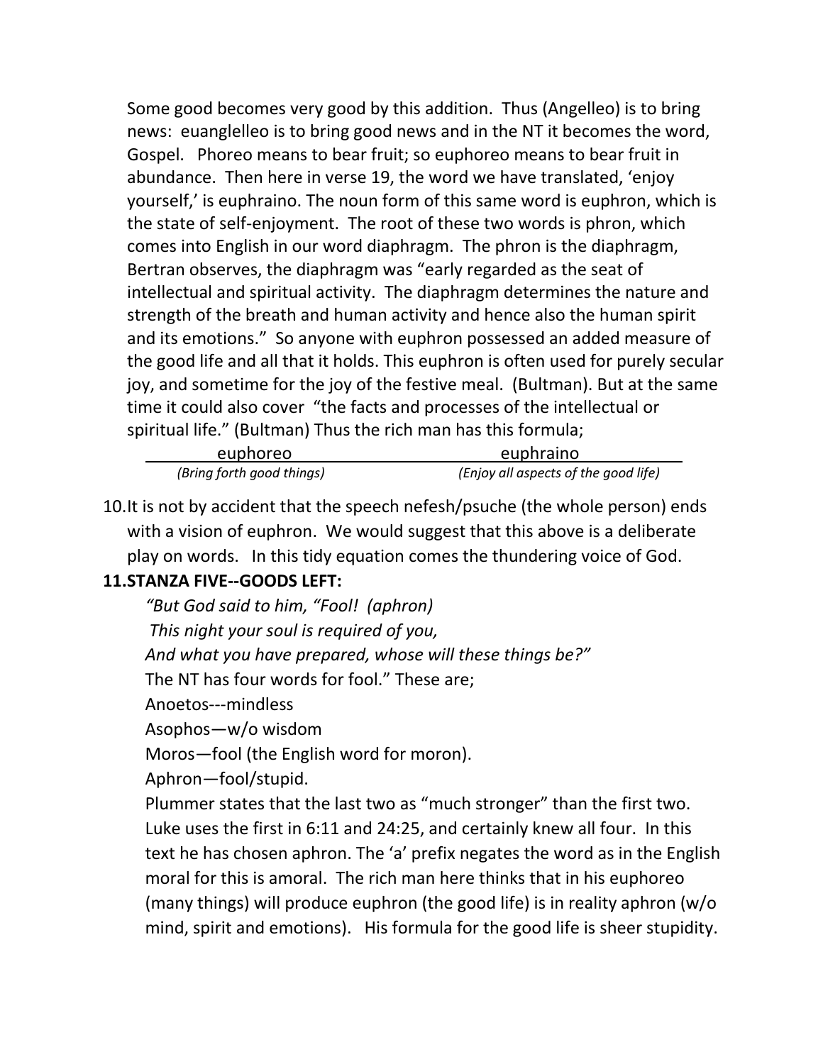Some good becomes very good by this addition. Thus (Angelleo) is to bring news: euanglelleo is to bring good news and in the NT it becomes the word, Gospel. Phoreo means to bear fruit; so euphoreo means to bear fruit in abundance. Then here in verse 19, the word we have translated, 'enjoy yourself,' is euphraino. The noun form of this same word is euphron, which is the state of self-enjoyment. The root of these two words is phron, which comes into English in our word diaphragm. The phron is the diaphragm, Bertran observes, the diaphragm was "early regarded as the seat of intellectual and spiritual activity. The diaphragm determines the nature and strength of the breath and human activity and hence also the human spirit and its emotions." So anyone with euphron possessed an added measure of the good life and all that it holds. This euphron is often used for purely secular joy, and sometime for the joy of the festive meal. (Bultman). But at the same time it could also cover "the facts and processes of the intellectual or spiritual life." (Bultman) Thus the rich man has this formula;

| euphoreo | euphraino |
|---|---|
| *(Bring forth good things)* | *(Enjoy all aspects of the good life)* |

10. It is not by accident that the speech nefesh/psuche (the whole person) ends with a vision of euphron. We would suggest that this above is a deliberate play on words. In this tidy equation comes the thundering voice of God.

**11. STANZA FIVE--GOODS LEFT:**

*"But God said to him, "Fool! (aphron)*

*This night your soul is required of you,*

*And what you have prepared, whose will these things be?"*

The NT has four words for fool." These are;

Anoetos---mindless

Asophos—w/o wisdom

Moros—fool (the English word for moron).

Aphron—fool/stupid.

Plummer states that the last two as "much stronger" than the first two. Luke uses the first in 6:11 and 24:25, and certainly knew all four. In this text he has chosen aphron. The 'a' prefix negates the word as in the English moral for this is amoral. The rich man here thinks that in his euphoreo (many things) will produce euphron (the good life) is in reality aphron (w/o mind, spirit and emotions). His formula for the good life is sheer stupidity.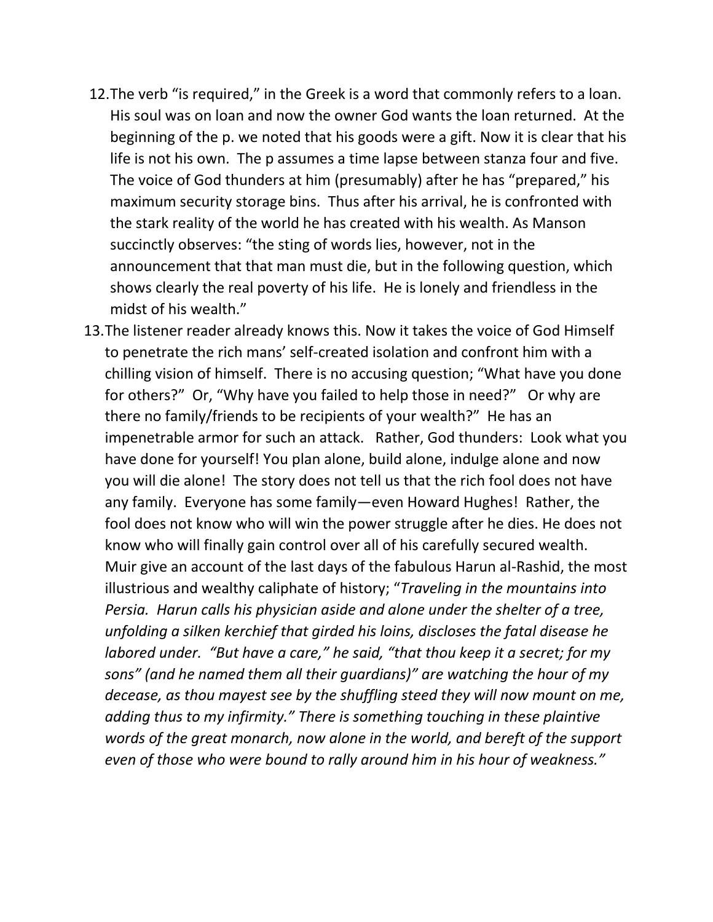12. The verb "is required," in the Greek is a word that commonly refers to a loan. His soul was on loan and now the owner God wants the loan returned. At the beginning of the p. we noted that his goods were a gift. Now it is clear that his life is not his own. The p assumes a time lapse between stanza four and five. The voice of God thunders at him (presumably) after he has "prepared," his maximum security storage bins. Thus after his arrival, he is confronted with the stark reality of the world he has created with his wealth. As Manson succinctly observes: "the sting of words lies, however, not in the announcement that that man must die, but in the following question, which shows clearly the real poverty of his life. He is lonely and friendless in the midst of his wealth."
13. The listener reader already knows this. Now it takes the voice of God Himself to penetrate the rich mans' self-created isolation and confront him with a chilling vision of himself. There is no accusing question; "What have you done for others?" Or, "Why have you failed to help those in need?" Or why are there no family/friends to be recipients of your wealth?" He has an impenetrable armor for such an attack. Rather, God thunders: Look what you have done for yourself! You plan alone, build alone, indulge alone and now you will die alone! The story does not tell us that the rich fool does not have any family. Everyone has some family—even Howard Hughes! Rather, the fool does not know who will win the power struggle after he dies. He does not know who will finally gain control over all of his carefully secured wealth. Muir give an account of the last days of the fabulous Harun al-Rashid, the most illustrious and wealthy caliphate of history; "*Traveling in the mountains into Persia. Harun calls his physician aside and alone under the shelter of a tree, unfolding a silken kerchief that girded his loins, discloses the fatal disease he labored under. "But have a care," he said, "that thou keep it a secret; for my sons" (and he named them all their guardians)" are watching the hour of my decease, as thou mayest see by the shuffling steed they will now mount on me, adding thus to my infirmity." There is something touching in these plaintive words of the great monarch, now alone in the world, and bereft of the support even of those who were bound to rally around him in his hour of weakness."*